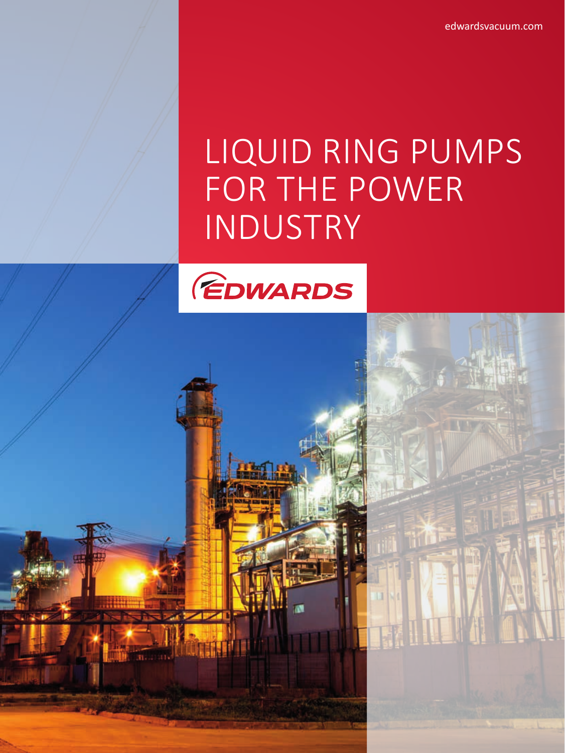edwardsvacuum.com

# LIQUID RING PUMPS FOR THE POWER INDUSTRY

EDWARDS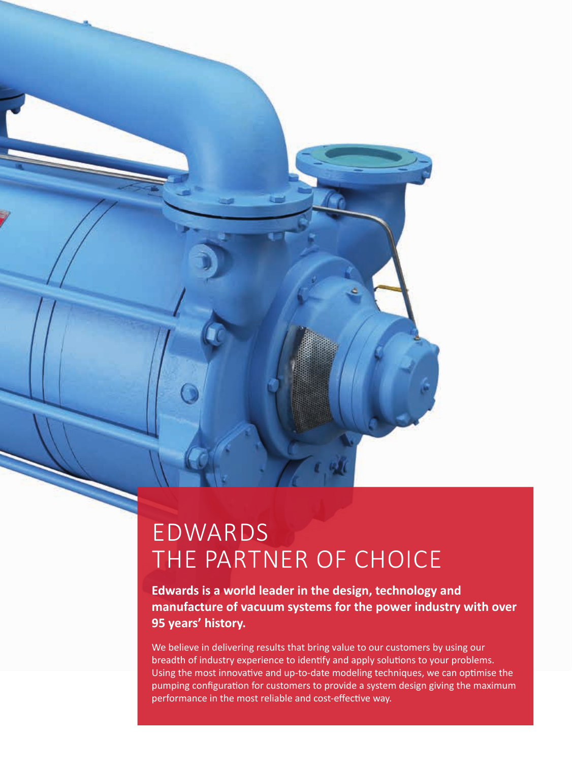# EDWARDS THE PARTNER OF CHOICE

**Edwards is a world leader in the design, technology and manufacture of vacuum systems for the power industry with over 95 years' history.**

We believe in delivering results that bring value to our customers by using our breadth of industry experience to identify and apply solutions to your problems. Using the most innovative and up-to-date modeling techniques, we can optimise the pumping configuration for customers to provide a system design giving the maximum performance in the most reliable and cost-effective way.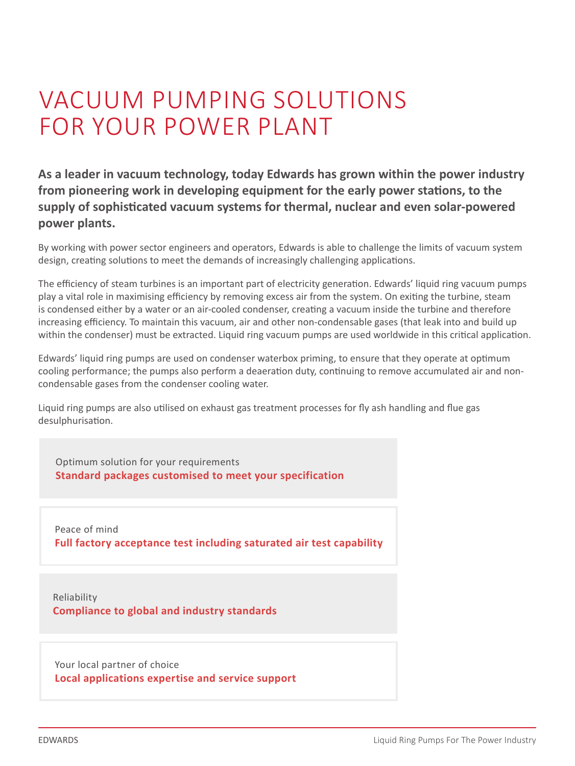# VACUUM PUMPING SOLUTIONS FOR YOUR POWER PLANT

**As a leader in vacuum technology, today Edwards has grown within the power industry from pioneering work in developing equipment for the early power stations, to the supply of sophisticated vacuum systems for thermal, nuclear and even solar-powered power plants.**

By working with power sector engineers and operators, Edwards is able to challenge the limits of vacuum system design, creating solutions to meet the demands of increasingly challenging applications.

The efficiency of steam turbines is an important part of electricity generation. Edwards' liquid ring vacuum pumps play a vital role in maximising efficiency by removing excess air from the system. On exiting the turbine, steam is condensed either by a water or an air-cooled condenser, creating a vacuum inside the turbine and therefore increasing efficiency. To maintain this vacuum, air and other non-condensable gases (that leak into and build up within the condenser) must be extracted. Liquid ring vacuum pumps are used worldwide in this critical application.

Edwards' liquid ring pumps are used on condenser waterbox priming, to ensure that they operate at optimum cooling performance; the pumps also perform a deaeration duty, continuing to remove accumulated air and non-condensable gases from the condenser cooling water.

Liquid ring pumps are also utilised on exhaust gas treatment processes for fly ash handling and flue gas desulphurisation.

Optimum solution for your requirements
**Standard packages customised to meet your specification**

Peace of mind
**Full factory acceptance test including saturated air test capability**

Reliability
**Compliance to global and industry standards**

Your local partner of choice
**Local applications expertise and service support**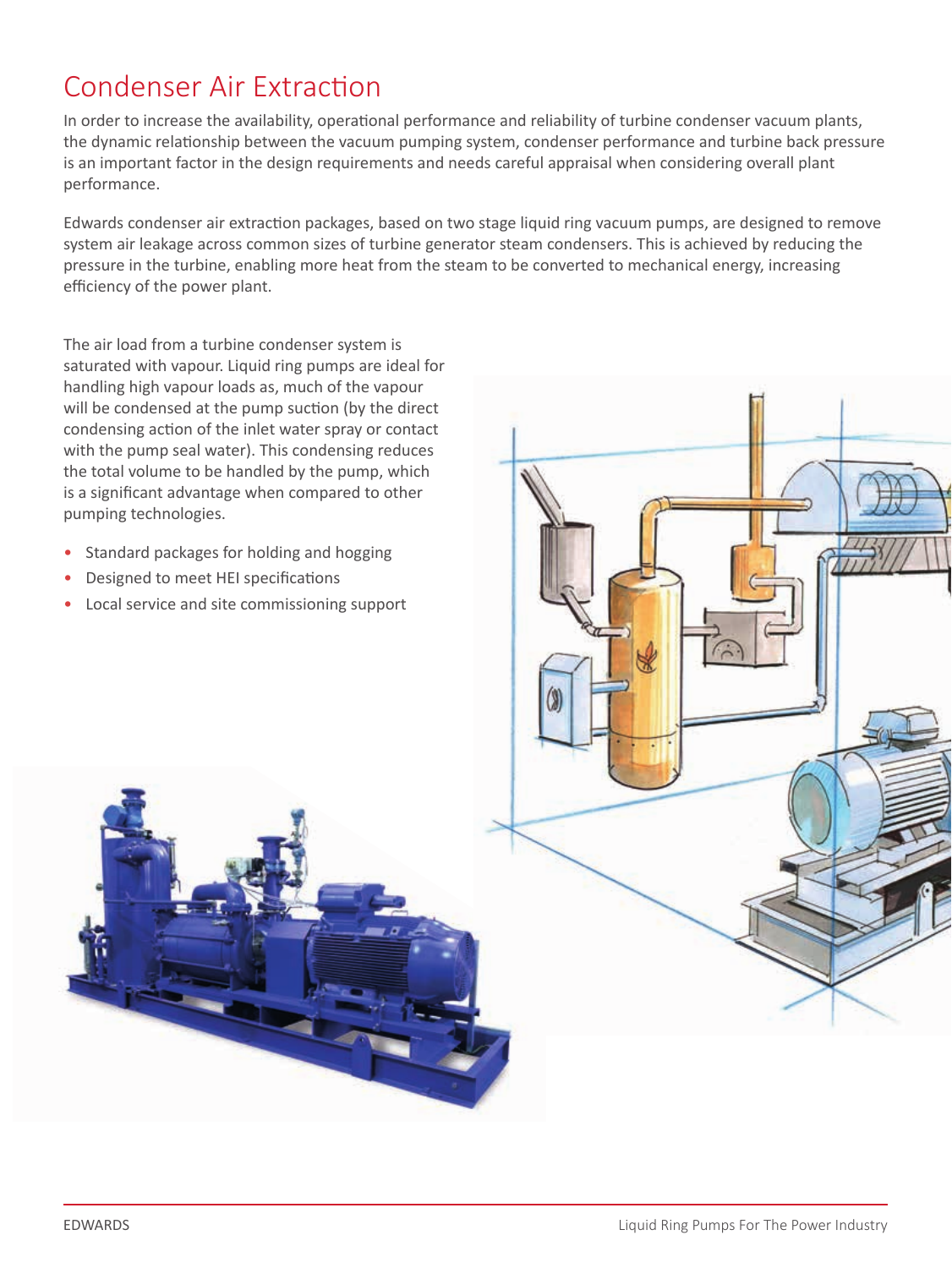# Condenser Air Extraction

In order to increase the availability, operational performance and reliability of turbine condenser vacuum plants, the dynamic relationship between the vacuum pumping system, condenser performance and turbine back pressure is an important factor in the design requirements and needs careful appraisal when considering overall plant performance.

Edwards condenser air extraction packages, based on two stage liquid ring vacuum pumps, are designed to remove system air leakage across common sizes of turbine generator steam condensers. This is achieved by reducing the pressure in the turbine, enabling more heat from the steam to be converted to mechanical energy, increasing efficiency of the power plant.

The air load from a turbine condenser system is saturated with vapour. Liquid ring pumps are ideal for handling high vapour loads as, much of the vapour will be condensed at the pump suction (by the direct condensing action of the inlet water spray or contact with the pump seal water). This condensing reduces the total volume to be handled by the pump, which is a significant advantage when compared to other pumping technologies.

- Standard packages for holding and hogging
- Designed to meet HEI specifications
- Local service and site commissioning support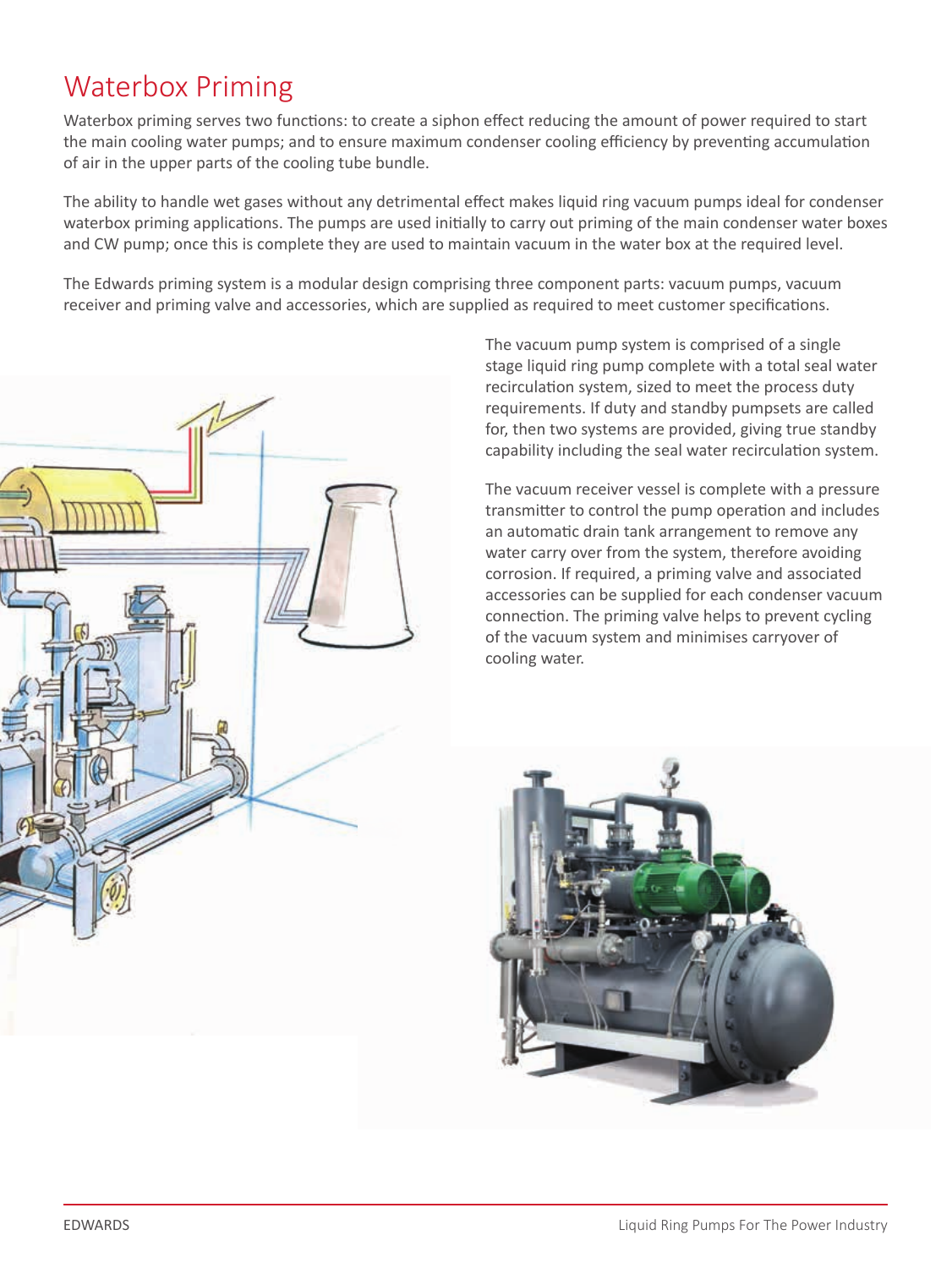# Waterbox Priming

Waterbox priming serves two functions: to create a siphon effect reducing the amount of power required to start the main cooling water pumps; and to ensure maximum condenser cooling efficiency by preventing accumulation of air in the upper parts of the cooling tube bundle.

The ability to handle wet gases without any detrimental effect makes liquid ring vacuum pumps ideal for condenser waterbox priming applications. The pumps are used initially to carry out priming of the main condenser water boxes and CW pump; once this is complete they are used to maintain vacuum in the water box at the required level.

The Edwards priming system is a modular design comprising three component parts: vacuum pumps, vacuum receiver and priming valve and accessories, which are supplied as required to meet customer specifications.

The vacuum pump system is comprised of a single stage liquid ring pump complete with a total seal water recirculation system, sized to meet the process duty requirements. If duty and standby pumpsets are called for, then two systems are provided, giving true standby capability including the seal water recirculation system.

The vacuum receiver vessel is complete with a pressure transmitter to control the pump operation and includes an automatic drain tank arrangement to remove any water carry over from the system, therefore avoiding corrosion. If required, a priming valve and associated accessories can be supplied for each condenser vacuum connection. The priming valve helps to prevent cycling of the vacuum system and minimises carryover of cooling water.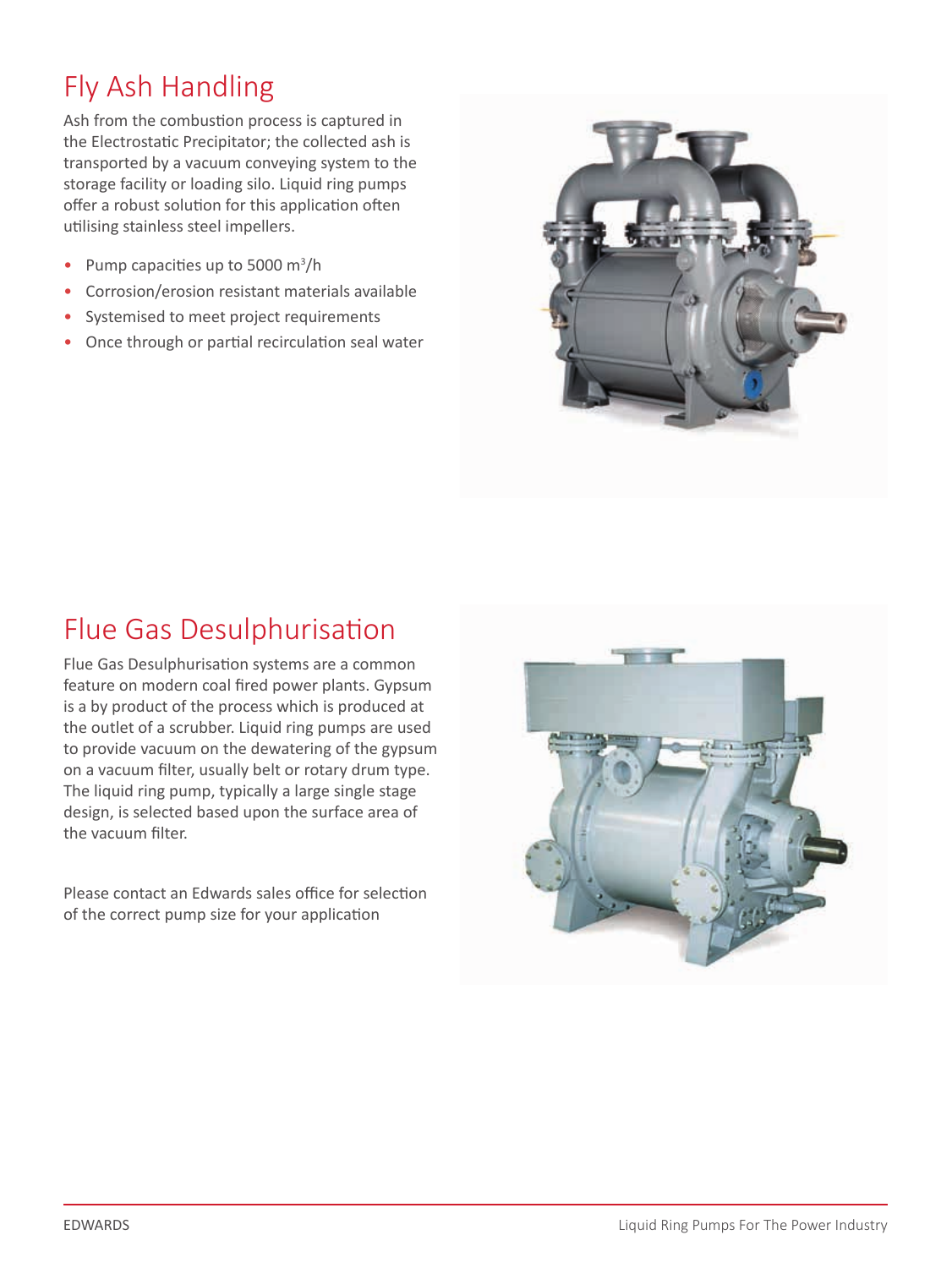## Fly Ash Handling

Ash from the combustion process is captured in the Electrostatic Precipitator; the collected ash is transported by a vacuum conveying system to the storage facility or loading silo. Liquid ring pumps offer a robust solution for this application often utilising stainless steel impellers.

- Pump capacities up to 5000 $m^3/h$
- Corrosion/erosion resistant materials available
- Systemised to meet project requirements
- Once through or partial recirculation seal water

## Flue Gas Desulphurisation

Flue Gas Desulphurisation systems are a common feature on modern coal fired power plants. Gypsum is a by product of the process which is produced at the outlet of a scrubber. Liquid ring pumps are used to provide vacuum on the dewatering of the gypsum on a vacuum filter, usually belt or rotary drum type. The liquid ring pump, typically a large single stage design, is selected based upon the surface area of the vacuum filter.

Please contact an Edwards sales office for selection of the correct pump size for your application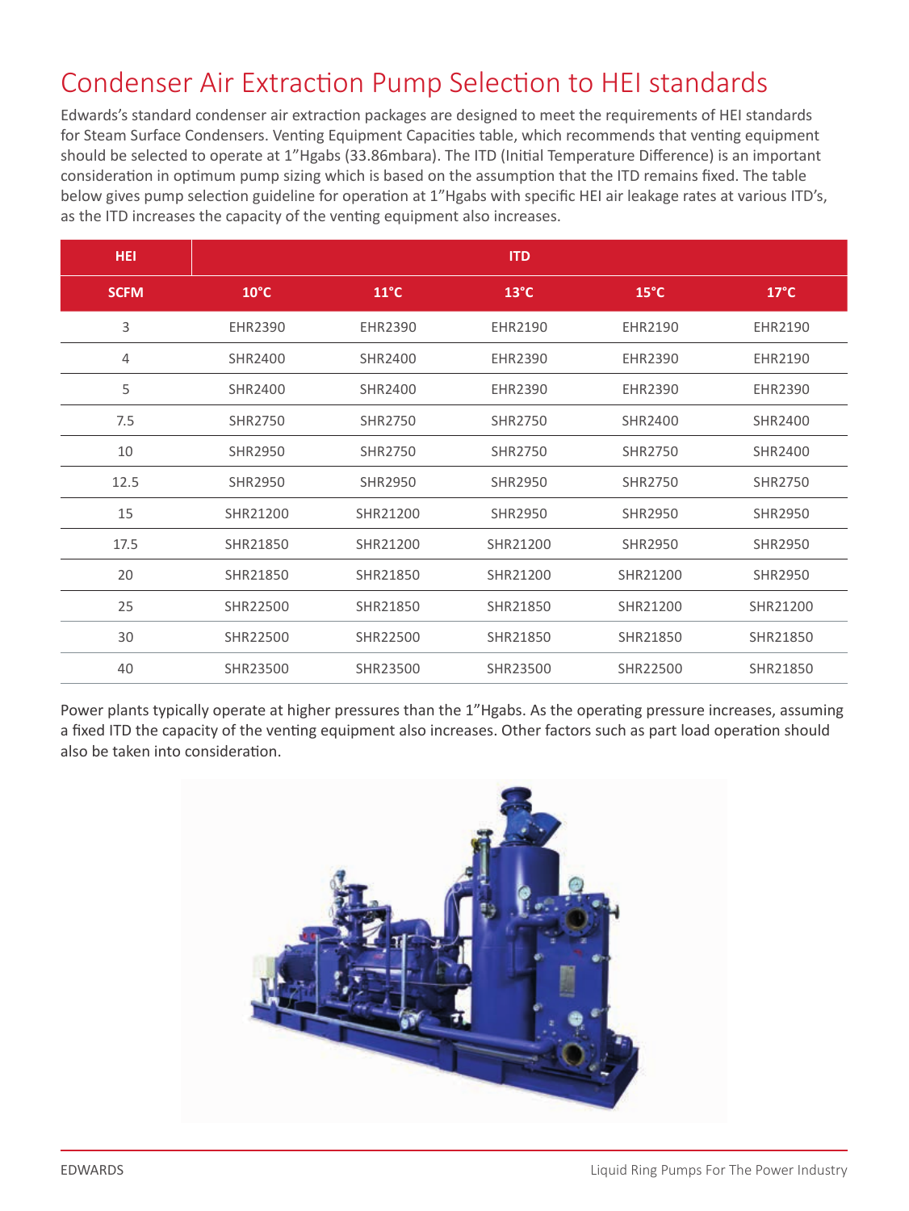# Condenser Air Extraction Pump Selection to HEI standards

Edwards's standard condenser air extraction packages are designed to meet the requirements of HEI standards for Steam Surface Condensers. Venting Equipment Capacities table, which recommends that venting equipment should be selected to operate at 1"Hgabs (33.86mbara). The ITD (Initial Temperature Difference) is an important consideration in optimum pump sizing which is based on the assumption that the ITD remains fixed. The table below gives pump selection guideline for operation at 1"Hgabs with specific HEI air leakage rates at various ITD's, as the ITD increases the capacity of the venting equipment also increases.

| HEI | ITD | | | | |
|---|---|---|---|---|---|
| SCFM | 10°C | 11°C | 13°C | 15°C | 17°C |
| 3 | EHR2390 | EHR2390 | EHR2190 | EHR2190 | EHR2190 |
| 4 | SHR2400 | SHR2400 | EHR2390 | EHR2390 | EHR2190 |
| 5 | SHR2400 | SHR2400 | EHR2390 | EHR2390 | EHR2390 |
| 7.5 | SHR2750 | SHR2750 | SHR2750 | SHR2400 | SHR2400 |
| 10 | SHR2950 | SHR2750 | SHR2750 | SHR2750 | SHR2400 |
| 12.5 | SHR2950 | SHR2950 | SHR2950 | SHR2750 | SHR2750 |
| 15 | SHR21200 | SHR21200 | SHR2950 | SHR2950 | SHR2950 |
| 17.5 | SHR21850 | SHR21200 | SHR21200 | SHR2950 | SHR2950 |
| 20 | SHR21850 | SHR21850 | SHR21200 | SHR21200 | SHR2950 |
| 25 | SHR22500 | SHR21850 | SHR21850 | SHR21200 | SHR21200 |
| 30 | SHR22500 | SHR22500 | SHR21850 | SHR21850 | SHR21850 |
| 40 | SHR23500 | SHR23500 | SHR23500 | SHR22500 | SHR21850 |

Power plants typically operate at higher pressures than the 1"Hgabs. As the operating pressure increases, assuming a fixed ITD the capacity of the venting equipment also increases. Other factors such as part load operation should also be taken into consideration.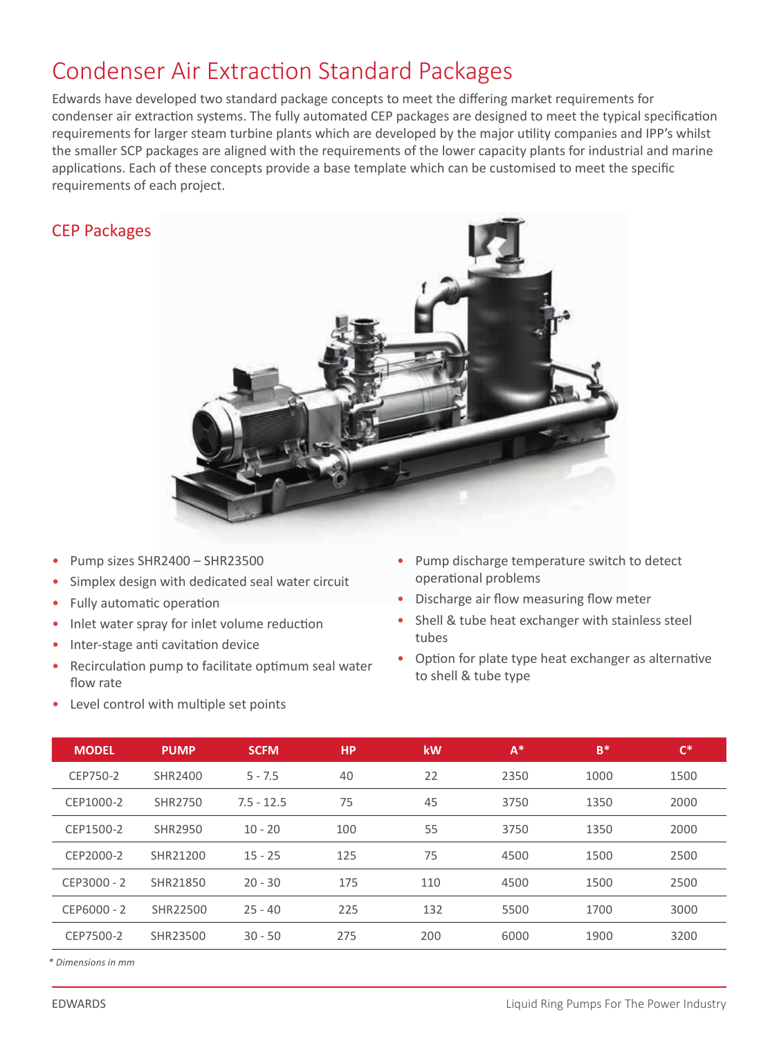# Condenser Air Extraction Standard Packages

Edwards have developed two standard package concepts to meet the differing market requirements for condenser air extraction systems. The fully automated CEP packages are designed to meet the typical specification requirements for larger steam turbine plants which are developed by the major utility companies and IPP's whilst the smaller SCP packages are aligned with the requirements of the lower capacity plants for industrial and marine applications. Each of these concepts provide a base template which can be customised to meet the specific requirements of each project.

## CEP Packages

- Pump sizes SHR2400 – SHR23500
- Simplex design with dedicated seal water circuit
- Fully automatic operation
- Inlet water spray for inlet volume reduction
- Inter-stage anti cavitation device
- Recirculation pump to facilitate optimum seal water flow rate
- Level control with multiple set points
- Pump discharge temperature switch to detect operational problems
- Discharge air flow measuring flow meter
- Shell & tube heat exchanger with stainless steel tubes
- Option for plate type heat exchanger as alternative to shell & tube type

| MODEL | PUMP | SCFM | HP | kW | A* | B* | C* |
|---|---|---|---|---|---|---|---|
| CEP750-2 | SHR2400 | 5 - 7.5 | 40 | 22 | 2350 | 1000 | 1500 |
| CEP1000-2 | SHR2750 | 7.5 - 12.5 | 75 | 45 | 3750 | 1350 | 2000 |
| CEP1500-2 | SHR2950 | 10 - 20 | 100 | 55 | 3750 | 1350 | 2000 |
| CEP2000-2 | SHR21200 | 15 - 25 | 125 | 75 | 4500 | 1500 | 2500 |
| CEP3000 - 2 | SHR21850 | 20 - 30 | 175 | 110 | 4500 | 1500 | 2500 |
| CEP6000 - 2 | SHR22500 | 25 - 40 | 225 | 132 | 5500 | 1700 | 3000 |
| CEP7500-2 | SHR23500 | 30 - 50 | 275 | 200 | 6000 | 1900 | 3200 |

*\* Dimensions in mm*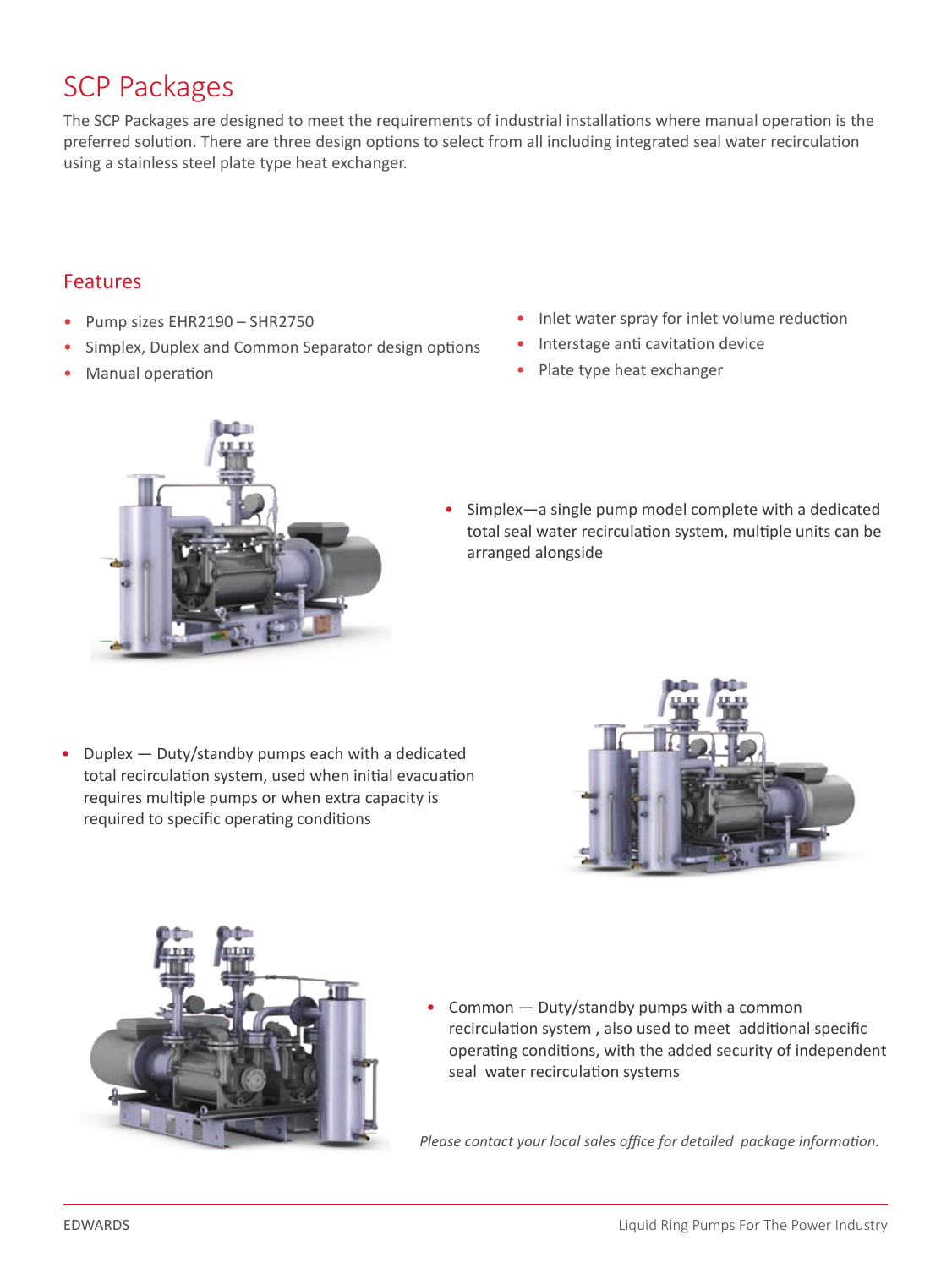# SCP Packages

The SCP Packages are designed to meet the requirements of industrial installations where manual operation is the preferred solution. There are three design options to select from all including integrated seal water recirculation using a stainless steel plate type heat exchanger.

## Features

- Pump sizes EHR2190 – SHR2750
- Simplex, Duplex and Common Separator design options
- Manual operation
- Inlet water spray for inlet volume reduction
- Interstage anti cavitation device
- Plate type heat exchanger

- Simplex—a single pump model complete with a dedicated total seal water recirculation system, multiple units can be arranged alongside

- Duplex — Duty/standby pumps each with a dedicated total recirculation system, used when initial evacuation requires multiple pumps or when extra capacity is required to specific operating conditions

- Common — Duty/standby pumps with a common recirculation system , also used to meet additional specific operating conditions, with the added security of independent seal water recirculation systems

*Please contact your local sales office for detailed package information.*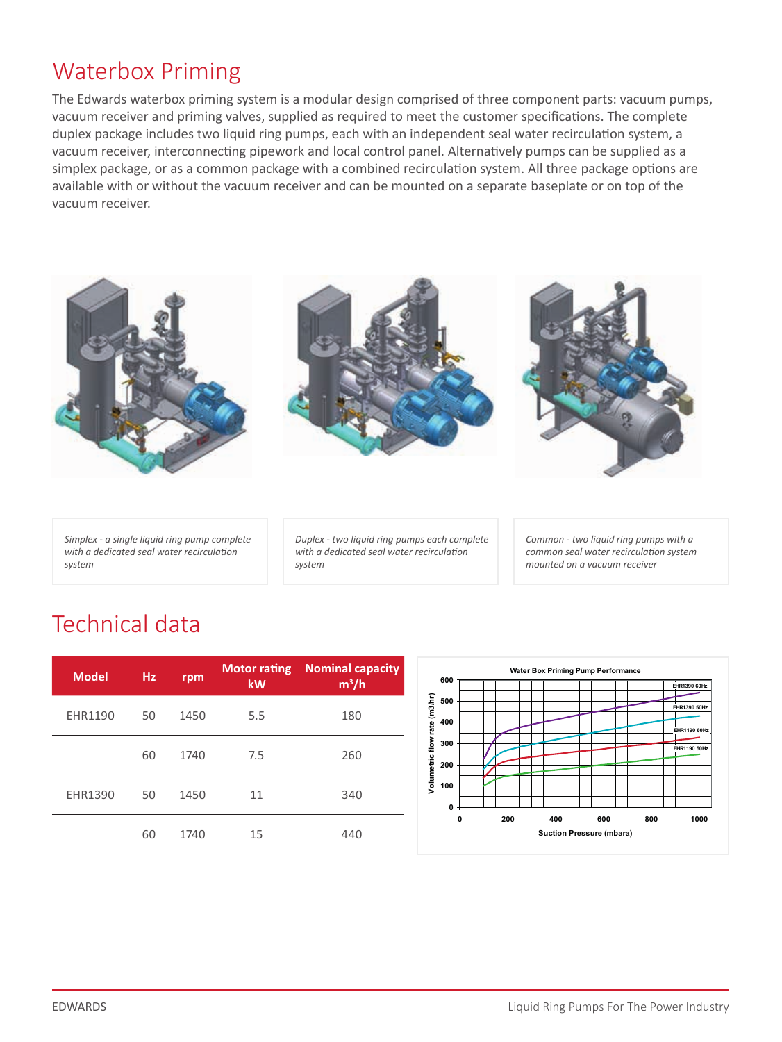# Waterbox Priming

The Edwards waterbox priming system is a modular design comprised of three component parts: vacuum pumps, vacuum receiver and priming valves, supplied as required to meet the customer specifications. The complete duplex package includes two liquid ring pumps, each with an independent seal water recirculation system, a vacuum receiver, interconnecting pipework and local control panel. Alternatively pumps can be supplied as a simplex package, or as a common package with a combined recirculation system. All three package options are available with or without the vacuum receiver and can be mounted on a separate baseplate or on top of the vacuum receiver.

*Simplex - a single liquid ring pump complete with a dedicated seal water recirculation system*

*Duplex - two liquid ring pumps each complete with a dedicated seal water recirculation system*

*Common - two liquid ring pumps with a common seal water recirculation system mounted on a vacuum receiver*

# Technical data

| Model | Hz | rpm | Motor rating kW | Nominal capacity $m^3/h$ |
|---|---|---|---|---|
| EHR1190 | 50 | 1450 | 5.5 | 180 |
| | 60 | 1740 | 7.5 | 260 |
| EHR1390 | 50 | 1450 | 11 | 340 |
| | 60 | 1740 | 15 | 440 |

Water Box Priming Pump Performance

Volumetric flow rate (m3/hr) vs. Suction Pressure (mbara)

EHR1390 60Hz, EHR1390 50Hz, EHR1190 60Hz, EHR1190 50Hz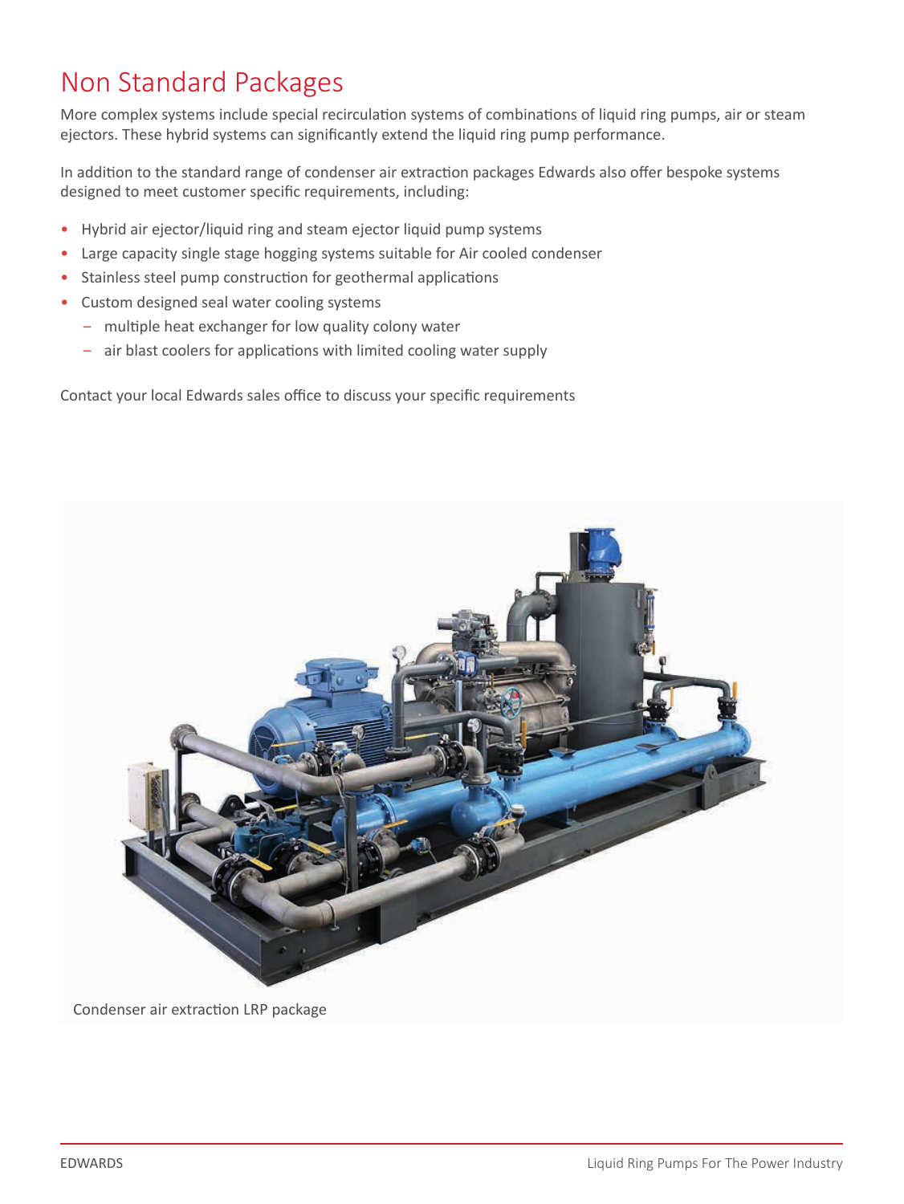# Non Standard Packages

More complex systems include special recirculation systems of combinations of liquid ring pumps, air or steam ejectors. These hybrid systems can significantly extend the liquid ring pump performance.

In addition to the standard range of condenser air extraction packages Edwards also offer bespoke systems designed to meet customer specific requirements, including:

- Hybrid air ejector/liquid ring and steam ejector liquid pump systems
- Large capacity single stage hogging systems suitable for Air cooled condenser
- Stainless steel pump construction for geothermal applications
- Custom designed seal water cooling systems
  - multiple heat exchanger for low quality colony water
  - air blast coolers for applications with limited cooling water supply

Contact your local Edwards sales office to discuss your specific requirements

Condenser air extraction LRP package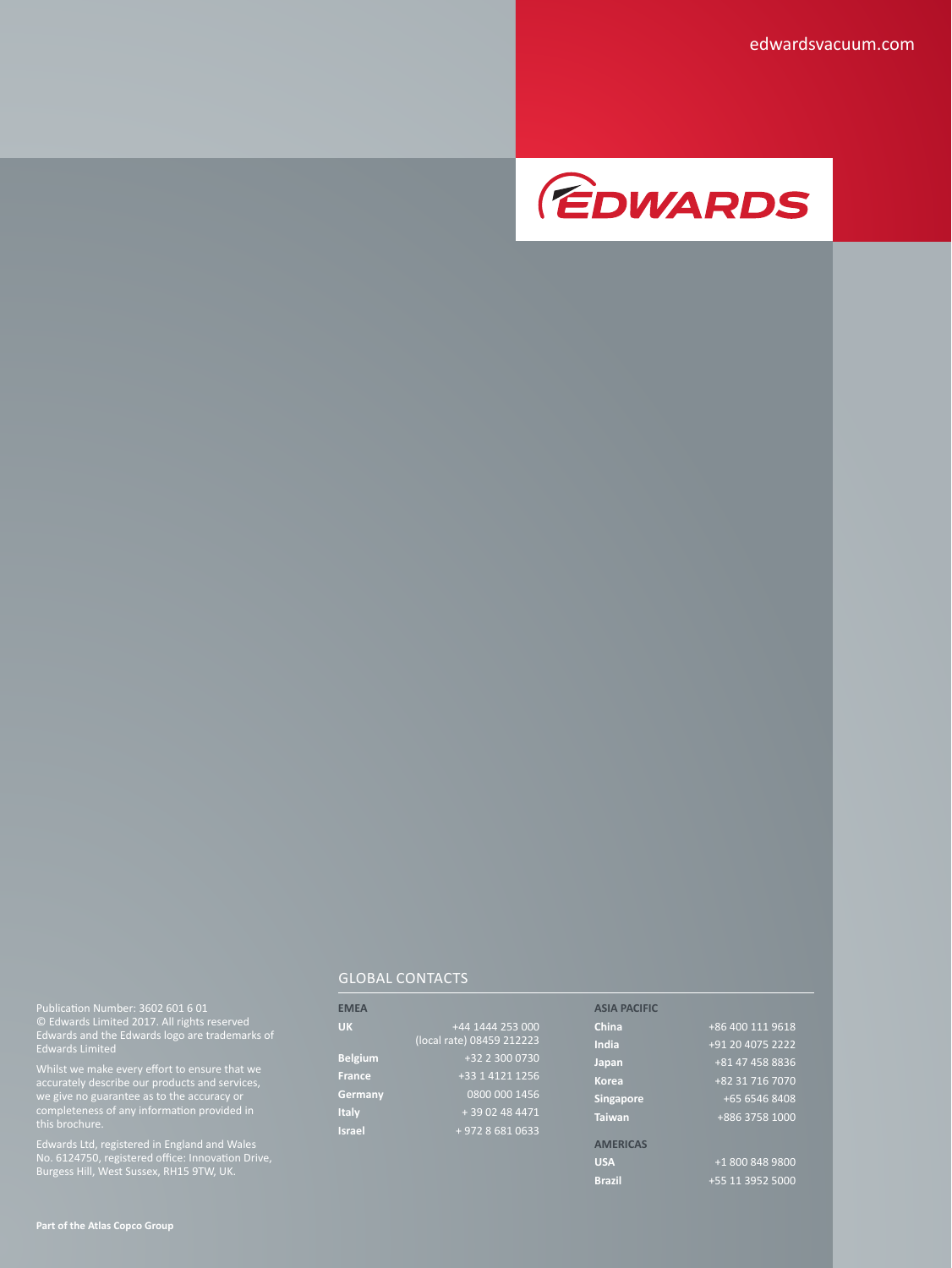edwardsvacuum.com

EDWARDS

Publication Number: 3602 601 6 01
© Edwards Limited 2017. All rights reserved
Edwards and the Edwards logo are trademarks of Edwards Limited

Whilst we make every effort to ensure that we accurately describe our products and services, we give no guarantee as to the accuracy or completeness of any information provided in this brochure.

Edwards Ltd, registered in England and Wales No. 6124750, registered office: Innovation Drive, Burgess Hill, West Sussex, RH15 9TW, UK.

## GLOBAL CONTACTS

**EMEA**

| | |
|---|---|
| **UK** | +44 1444 253 000 (local rate) 08459 212223 |
| **Belgium** | +32 2 300 0730 |
| **France** | +33 1 4121 1256 |
| **Germany** | 0800 000 1456 |
| **Italy** | + 39 02 48 4471 |
| **Israel** | + 972 8 681 0633 |

**ASIA PACIFIC**

| | |
|---|---|
| **China** | +86 400 111 9618 |
| **India** | +91 20 4075 2222 |
| **Japan** | +81 47 458 8836 |
| **Korea** | +82 31 716 7070 |
| **Singapore** | +65 6546 8408 |
| **Taiwan** | +886 3758 1000 |

**AMERICAS**

| | |
|---|---|
| **USA** | +1 800 848 9800 |
| **Brazil** | +55 11 3952 5000 |

**Part of the Atlas Copco Group**